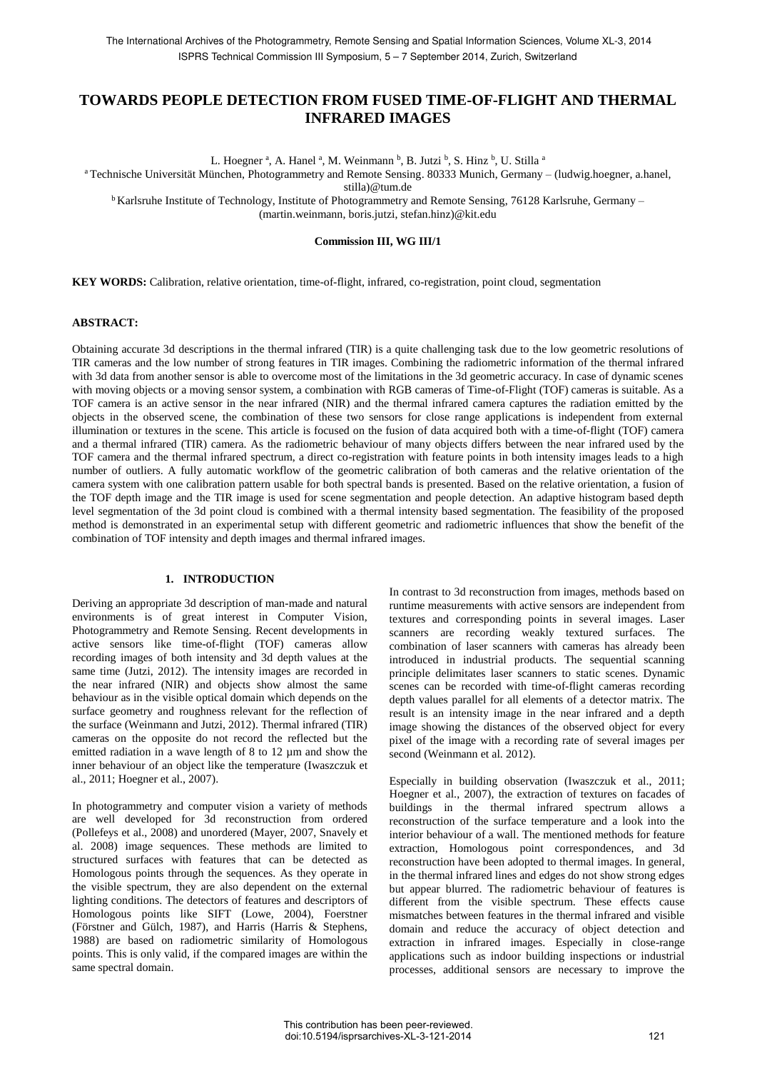# TOWARDS PEOPLE DETECTION FROM FUSED TIME-OF-FLIGHT AND THERMAL INFRARED IMAGES

L. Hoegner [a], A. Hanel [a], M. Weinmann [b], B. Jutzi [b], S. Hinz [b], U. Stilla [a]

[a] Technische Universität München, Photogrammetry and Remote Sensing. 80333 Munich, Germany – (ludwig.hoegner, a.hanel, stilla)@tum.de

[b] Karlsruhe Institute of Technology, Institute of Photogrammetry and Remote Sensing, 76128 Karlsruhe, Germany – (martin.weinmann, boris.jutzi, stefan.hinz)@kit.edu

**Commission III, WG III/1**

**KEY WORDS:** Calibration, relative orientation, time-of-flight, infrared, co-registration, point cloud, segmentation

## ABSTRACT:

Obtaining accurate 3d descriptions in the thermal infrared (TIR) is a quite challenging task due to the low geometric resolutions of TIR cameras and the low number of strong features in TIR images. Combining the radiometric information of the thermal infrared with 3d data from another sensor is able to overcome most of the limitations in the 3d geometric accuracy. In case of dynamic scenes with moving objects or a moving sensor system, a combination with RGB cameras of Time-of-Flight (TOF) cameras is suitable. As a TOF camera is an active sensor in the near infrared (NIR) and the thermal infrared camera captures the radiation emitted by the objects in the observed scene, the combination of these two sensors for close range applications is independent from external illumination or textures in the scene. This article is focused on the fusion of data acquired both with a time-of-flight (TOF) camera and a thermal infrared (TIR) camera. As the radiometric behaviour of many objects differs between the near infrared used by the TOF camera and the thermal infrared spectrum, a direct co-registration with feature points in both intensity images leads to a high number of outliers. A fully automatic workflow of the geometric calibration of both cameras and the relative orientation of the camera system with one calibration pattern usable for both spectral bands is presented. Based on the relative orientation, a fusion of the TOF depth image and the TIR image is used for scene segmentation and people detection. An adaptive histogram based depth level segmentation of the 3d point cloud is combined with a thermal intensity based segmentation. The feasibility of the proposed method is demonstrated in an experimental setup with different geometric and radiometric influences that show the benefit of the combination of TOF intensity and depth images and thermal infrared images.

## 1. INTRODUCTION

Deriving an appropriate 3d description of man-made and natural environments is of great interest in Computer Vision, Photogrammetry and Remote Sensing. Recent developments in active sensors like time-of-flight (TOF) cameras allow recording images of both intensity and 3d depth values at the same time (Jutzi, 2012). The intensity images are recorded in the near infrared (NIR) and objects show almost the same behaviour as in the visible optical domain which depends on the surface geometry and roughness relevant for the reflection of the surface (Weinmann and Jutzi, 2012). Thermal infrared (TIR) cameras on the opposite do not record the reflected but the emitted radiation in a wave length of 8 to 12 µm and show the inner behaviour of an object like the temperature (Iwaszczuk et al., 2011; Hoegner et al., 2007).

In photogrammetry and computer vision a variety of methods are well developed for 3d reconstruction from ordered (Pollefeys et al., 2008) and unordered (Mayer, 2007, Snavely et al. 2008) image sequences. These methods are limited to structured surfaces with features that can be detected as Homologous points through the sequences. As they operate in the visible spectrum, they are also dependent on the external lighting conditions. The detectors of features and descriptors of Homologous points like SIFT (Lowe, 2004), Foerstner (Förstner and Gülch, 1987), and Harris (Harris & Stephens, 1988) are based on radiometric similarity of Homologous points. This is only valid, if the compared images are within the same spectral domain.

In contrast to 3d reconstruction from images, methods based on runtime measurements with active sensors are independent from textures and corresponding points in several images. Laser scanners are recording weakly textured surfaces. The combination of laser scanners with cameras has already been introduced in industrial products. The sequential scanning principle delimitates laser scanners to static scenes. Dynamic scenes can be recorded with time-of-flight cameras recording depth values parallel for all elements of a detector matrix. The result is an intensity image in the near infrared and a depth image showing the distances of the observed object for every pixel of the image with a recording rate of several images per second (Weinmann et al. 2012).

Especially in building observation (Iwaszczuk et al., 2011; Hoegner et al., 2007), the extraction of textures on facades of buildings in the thermal infrared spectrum allows a reconstruction of the surface temperature and a look into the interior behaviour of a wall. The mentioned methods for feature extraction, Homologous point correspondences, and 3d reconstruction have been adopted to thermal images. In general, in the thermal infrared lines and edges do not show strong edges but appear blurred. The radiometric behaviour of features is different from the visible spectrum. These effects cause mismatches between features in the thermal infrared and visible domain and reduce the accuracy of object detection and extraction in infrared images. Especially in close-range applications such as indoor building inspections or industrial processes, additional sensors are necessary to improve the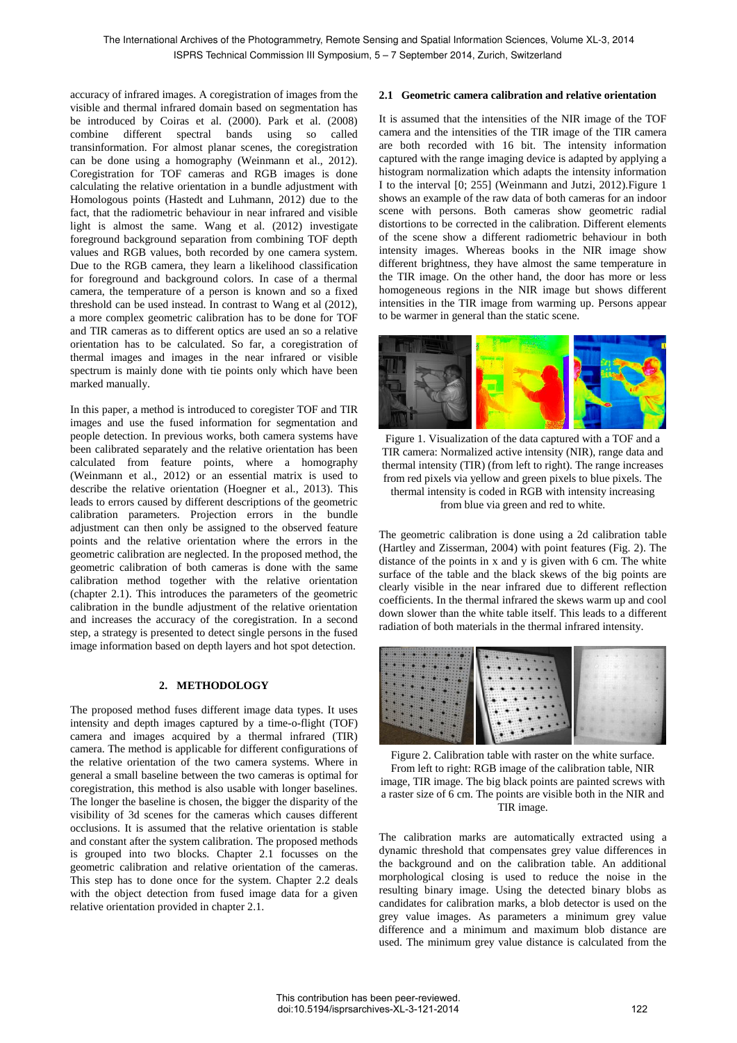accuracy of infrared images. A coregistration of images from the visible and thermal infrared domain based on segmentation has be introduced by Coiras et al. (2000). Park et al. (2008) combine different spectral bands using so called transinformation. For almost planar scenes, the coregistration can be done using a homography (Weinmann et al., 2012). Coregistration for TOF cameras and RGB images is done calculating the relative orientation in a bundle adjustment with Homologous points (Hastedt and Luhmann, 2012) due to the fact, that the radiometric behaviour in near infrared and visible light is almost the same. Wang et al. (2012) investigate foreground background separation from combining TOF depth values and RGB values, both recorded by one camera system. Due to the RGB camera, they learn a likelihood classification for foreground and background colors. In case of a thermal camera, the temperature of a person is known and so a fixed threshold can be used instead. In contrast to Wang et al (2012), a more complex geometric calibration has to be done for TOF and TIR cameras as to different optics are used an so a relative orientation has to be calculated. So far, a coregistration of thermal images and images in the near infrared or visible spectrum is mainly done with tie points only which have been marked manually.

In this paper, a method is introduced to coregister TOF and TIR images and use the fused information for segmentation and people detection. In previous works, both camera systems have been calibrated separately and the relative orientation has been calculated from feature points, where a homography (Weinmann et al., 2012) or an essential matrix is used to describe the relative orientation (Hoegner et al., 2013). This leads to errors caused by different descriptions of the geometric calibration parameters. Projection errors in the bundle adjustment can then only be assigned to the observed feature points and the relative orientation where the errors in the geometric calibration are neglected. In the proposed method, the geometric calibration of both cameras is done with the same calibration method together with the relative orientation (chapter 2.1). This introduces the parameters of the geometric calibration in the bundle adjustment of the relative orientation and increases the accuracy of the coregistration. In a second step, a strategy is presented to detect single persons in the fused image information based on depth layers and hot spot detection.

## 2. METHODOLOGY

The proposed method fuses different image data types. It uses intensity and depth images captured by a time-of-flight (TOF) camera and images acquired by a thermal infrared (TIR) camera. The method is applicable for different configurations of the relative orientation of the two camera systems. Where in general a small baseline between the two cameras is optimal for coregistration, this method is also usable with longer baselines. The longer the baseline is chosen, the bigger the disparity of the visibility of 3d scenes for the cameras which causes different occlusions. It is assumed that the relative orientation is stable and constant after the system calibration. The proposed methods is grouped into two blocks. Chapter 2.1 focusses on the geometric calibration and relative orientation of the cameras. This step has to done once for the system. Chapter 2.2 deals with the object detection from fused image data for a given relative orientation provided in chapter 2.1.

### 2.1 Geometric camera calibration and relative orientation

It is assumed that the intensities of the NIR image of the TOF camera and the intensities of the TIR image of the TIR camera are both recorded with 16 bit. The intensity information captured with the range imaging device is adapted by applying a histogram normalization which adapts the intensity information I to the interval [0; 255] (Weinmann and Jutzi, 2012).Figure 1 shows an example of the raw data of both cameras for an indoor scene with persons. Both cameras show geometric radial distortions to be corrected in the calibration. Different elements of the scene show a different radiometric behaviour in both intensity images. Whereas books in the NIR image show different brightness, they have almost the same temperature in the TIR image. On the other hand, the door has more or less homogeneous regions in the NIR image but shows different intensities in the TIR image from warming up. Persons appear to be warmer in general than the static scene.

Figure 1. Visualization of the data captured with a TOF and a TIR camera: Normalized active intensity (NIR), range data and thermal intensity (TIR) (from left to right). The range increases from red pixels via yellow and green pixels to blue pixels. The thermal intensity is coded in RGB with intensity increasing from blue via green and red to white.

The geometric calibration is done using a 2d calibration table (Hartley and Zisserman, 2004) with point features (Fig. 2). The distance of the points in x and y is given with 6 cm. The white surface of the table and the black skews of the big points are clearly visible in the near infrared due to different reflection coefficients. In the thermal infrared the skews warm up and cool down slower than the white table itself. This leads to a different radiation of both materials in the thermal infrared intensity.

Figure 2. Calibration table with raster on the white surface. From left to right: RGB image of the calibration table, NIR image, TIR image. The big black points are painted screws with a raster size of 6 cm. The points are visible both in the NIR and TIR image.

The calibration marks are automatically extracted using a dynamic threshold that compensates grey value differences in the background and on the calibration table. An additional morphological closing is used to reduce the noise in the resulting binary image. Using the detected binary blobs as candidates for calibration marks, a blob detector is used on the grey value images. As parameters a minimum grey value difference and a minimum and maximum blob distance are used. The minimum grey value distance is calculated from the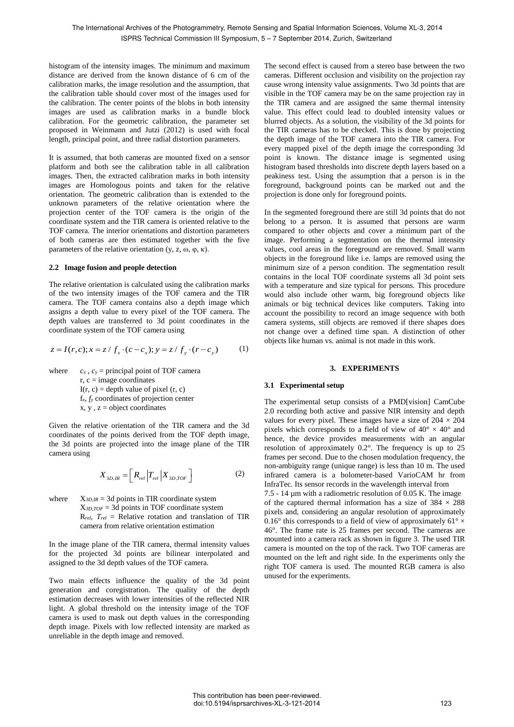histogram of the intensity images. The minimum and maximum distance are derived from the known distance of 6 cm of the calibration marks, the image resolution and the assumption, that the calibration table should cover most of the images used for the calibration. The center points of the blobs in both intensity images are used as calibration marks in a bundle block calibration. For the geometric calibration, the parameter set proposed in Weinmann and Jutzi (2012) is used with focal length, principal point, and three radial distortion parameters.

It is assumed, that both cameras are mounted fixed on a sensor platform and both see the calibration table in all calibration images. Then, the extracted calibration marks in both intensity images are Homologous points and taken for the relative orientation. The geometric calibration than is extended to the unknown parameters of the relative orientation where the projection center of the TOF camera is the origin of the coordinate system and the TIR camera is oriented relative to the TOF camera. The interior orientations and distortion parameters of both cameras are then estimated together with the five parameters of the relative orientation (y, z, ω, φ, κ).

### 2.2 Image fusion and people detection

The relative orientation is calculated using the calibration marks of the two intensity images of the TOF camera and the TIR camera. The TOF camera contains also a depth image which assigns a depth value to every pixel of the TOF camera. The depth values are transferred to 3d point coordinates in the coordinate system of the TOF camera using

$$z = I(r,c); x = z / f_x \cdot (c - c_x); y = z / f_y \cdot (r - c_y) \qquad (1)$$

where $c_x$, $c_y$ = principal point of TOF camera
r, c = image coordinates
I(r, c) = depth value of pixel (r, c)
$f_x$, $f_y$ coordinates of projection center
x, y , z = object coordinates

Given the relative orientation of the TIR camera and the 3d coordinates of the points derived from the TOF depth image, the 3d points are projected into the image plane of the TIR camera using

$$X_{3D,IR} = \left[ R_{rel} \middle| T_{rel} \middle| X_{3D,TOF} \right] \qquad (2)$$

where $X_{3D,IR}$ = 3d points in TIR coordinate system
$X_{3D,TOF}$ = 3d points in TOF coordinate system
$R_{rel}$, $T_{rel}$ = Relative rotation and translation of TIR camera from relative orientation estimation

In the image plane of the TIR camera, thermal intensity values for the projected 3d points are bilinear interpolated and assigned to the 3d depth values of the TOF camera.

Two main effects influence the quality of the 3d point generation and coregistration. The quality of the depth estimation decreases with lower intensities of the reflected NIR light. A global threshold on the intensity image of the TOF camera is used to mask out depth values in the corresponding depth image. Pixels with low reflected intensity are marked as unreliable in the depth image and removed.

The second effect is caused from a stereo base between the two cameras. Different occlusion and visibility on the projection ray cause wrong intensity value assignments. Two 3d points that are visible in the TOF camera may be on the same projection ray in the TIR camera and are assigned the same thermal intensity value. This effect could lead to doubled intensity values or blurred objects. As a solution, the visibility of the 3d points for the TIR cameras has to be checked. This is done by projecting the depth image of the TOF camera into the TIR camera. For every mapped pixel of the depth image the corresponding 3d point is known. The distance image is segmented using histogram based thresholds into discrete depth layers based on a peakiness test. Using the assumption that a person is in the foreground, background points can be marked out and the projection is done only for foreground points.

In the segmented foreground there are still 3d points that do not belong to a person. It is assumed that persons are warm compared to other objects and cover a minimum part of the image. Performing a segmentation on the thermal intensity values, cool areas in the foreground are removed. Small warm objects in the foreground like i.e. lamps are removed using the minimum size of a person condition. The segmentation result contains in the local TOF coordinate systems all 3d point sets with a temperature and size typical for persons. This procedure would also include other warm, big foreground objects like animals or big technical devices like computers. Taking into account the possibility to record an image sequence with both camera systems, still objects are removed if there shapes does not change over a defined time span. A distinction of other objects like human vs. animal is not made in this work.

## 3. EXPERIMENTS

### 3.1 Experimental setup

The experimental setup consists of a PMD[vision] CamCube 2.0 recording both active and passive NIR intensity and depth values for every pixel. These images have a size of 204 × 204 pixels which corresponds to a field of view of 40° × 40° and hence, the device provides measurements with an angular resolution of approximately 0.2°. The frequency is up to 25 frames per second. Due to the chosen modulation frequency, the non-ambiguity range (unique range) is less than 10 m. The used infrared camera is a bolometer-based VarioCAM hr from InfraTec. Its sensor records in the wavelength interval from 7.5 - 14 µm with a radiometric resolution of 0.05 K. The image of the captured thermal information has a size of 384 × 288 pixels and, considering an angular resolution of approximately 0.16° this corresponds to a field of view of approximately 61° × 46°. The frame rate is 25 frames per second. The cameras are mounted into a camera rack as shown in figure 3. The used TIR camera is mounted on the top of the rack. Two TOF cameras are mounted on the left and right side. In the experiments only the right TOF camera is used. The mounted RGB camera is also unused for the experiments.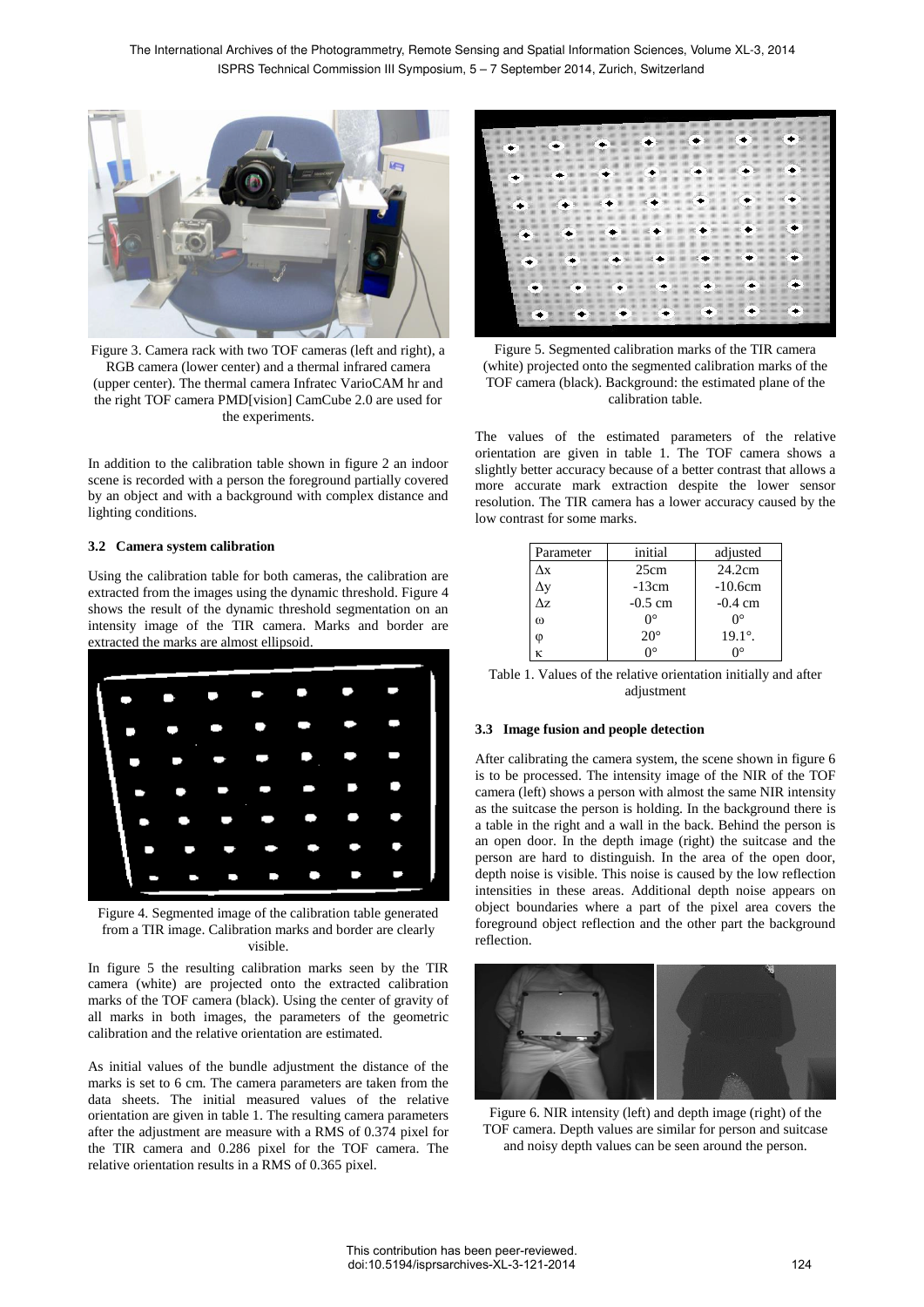Figure 3. Camera rack with two TOF cameras (left and right), a RGB camera (lower center) and a thermal infrared camera (upper center). The thermal camera Infratec VarioCAM hr and the right TOF camera PMD[vision] CamCube 2.0 are used for the experiments.

In addition to the calibration table shown in figure 2 an indoor scene is recorded with a person the foreground partially covered by an object and with a background with complex distance and lighting conditions.

### 3.2 Camera system calibration

Using the calibration table for both cameras, the calibration are extracted from the images using the dynamic threshold. Figure 4 shows the result of the dynamic threshold segmentation on an intensity image of the TIR camera. Marks and border are extracted the marks are almost ellipsoid.

Figure 4. Segmented image of the calibration table generated from a TIR image. Calibration marks and border are clearly visible.

In figure 5 the resulting calibration marks seen by the TIR camera (white) are projected onto the extracted calibration marks of the TOF camera (black). Using the center of gravity of all marks in both images, the parameters of the geometric calibration and the relative orientation are estimated.

As initial values of the bundle adjustment the distance of the marks is set to 6 cm. The camera parameters are taken from the data sheets. The initial measured values of the relative orientation are given in table 1. The resulting camera parameters after the adjustment are measure with a RMS of 0.374 pixel for the TIR camera and 0.286 pixel for the TOF camera. The relative orientation results in a RMS of 0.365 pixel.

Figure 5. Segmented calibration marks of the TIR camera (white) projected onto the segmented calibration marks of the TOF camera (black). Background: the estimated plane of the calibration table.

The values of the estimated parameters of the relative orientation are given in table 1. The TOF camera shows a slightly better accuracy because of a better contrast that allows a more accurate mark extraction despite the lower sensor resolution. The TIR camera has a lower accuracy caused by the low contrast for some marks.

| Parameter | initial | adjusted |
|---|---|---|
| $\Delta x$ | 25cm | 24.2cm |
| $\Delta y$ | -13cm | -10.6cm |
| $\Delta z$ | -0.5 cm | -0.4 cm |
| $\omega$ | 0° | 0° |
| $\varphi$ | 20° | 19.1°. |
| $\kappa$ | 0° | 0° |

Table 1. Values of the relative orientation initially and after adjustment

### 3.3 Image fusion and people detection

After calibrating the camera system, the scene shown in figure 6 is to be processed. The intensity image of the NIR of the TOF camera (left) shows a person with almost the same NIR intensity as the suitcase the person is holding. In the background there is a table in the right and a wall in the back. Behind the person is an open door. In the depth image (right) the suitcase and the person are hard to distinguish. In the area of the open door, depth noise is visible. This noise is caused by the low reflection intensities in these areas. Additional depth noise appears on object boundaries where a part of the pixel area covers the foreground object reflection and the other part the background reflection.

Figure 6. NIR intensity (left) and depth image (right) of the TOF camera. Depth values are similar for person and suitcase and noisy depth values can be seen around the person.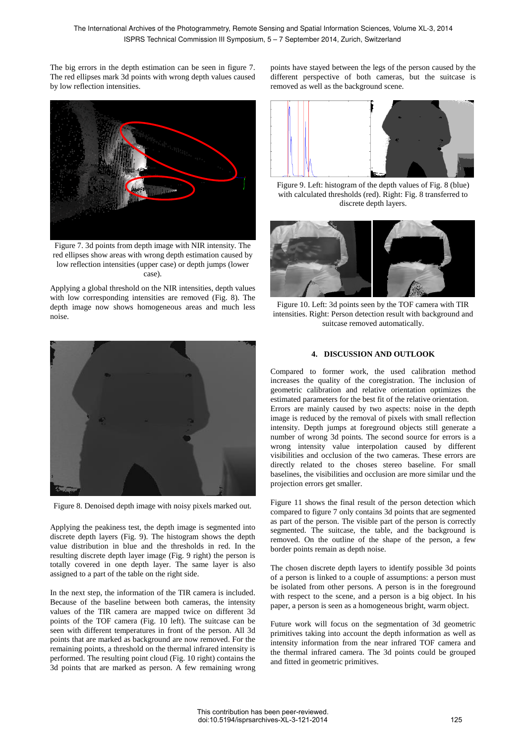The big errors in the depth estimation can be seen in figure 7. The red ellipses mark 3d points with wrong depth values caused by low reflection intensities.

Figure 7. 3d points from depth image with NIR intensity. The red ellipses show areas with wrong depth estimation caused by low reflection intensities (upper case) or depth jumps (lower case).

Applying a global threshold on the NIR intensities, depth values with low corresponding intensities are removed (Fig. 8). The depth image now shows homogeneous areas and much less noise.

Figure 8. Denoised depth image with noisy pixels marked out.

Applying the peakiness test, the depth image is segmented into discrete depth layers (Fig. 9). The histogram shows the depth value distribution in blue and the thresholds in red. In the resulting discrete depth layer image (Fig. 9 right) the person is totally covered in one depth layer. The same layer is also assigned to a part of the table on the right side.

In the next step, the information of the TIR camera is included. Because of the baseline between both cameras, the intensity values of the TIR camera are mapped twice on different 3d points of the TOF camera (Fig. 10 left). The suitcase can be seen with different temperatures in front of the person. All 3d points that are marked as background are now removed. For the remaining points, a threshold on the thermal infrared intensity is performed. The resulting point cloud (Fig. 10 right) contains the 3d points that are marked as person. A few remaining wrong points have stayed between the legs of the person caused by the different perspective of both cameras, but the suitcase is removed as well as the background scene.

Figure 9. Left: histogram of the depth values of Fig. 8 (blue) with calculated thresholds (red). Right: Fig. 8 transferred to discrete depth layers.

Figure 10. Left: 3d points seen by the TOF camera with TIR intensities. Right: Person detection result with background and suitcase removed automatically.

## 4. DISCUSSION AND OUTLOOK

Compared to former work, the used calibration method increases the quality of the coregistration. The inclusion of geometric calibration and relative orientation optimizes the estimated parameters for the best fit of the relative orientation. Errors are mainly caused by two aspects: noise in the depth image is reduced by the removal of pixels with small reflection intensity. Depth jumps at foreground objects still generate a number of wrong 3d points. The second source for errors is a wrong intensity value interpolation caused by different visibilities and occlusion of the two cameras. These errors are directly related to the choses stereo baseline. For small baselines, the visibilities and occlusion are more similar und the projection errors get smaller.

Figure 11 shows the final result of the person detection which compared to figure 7 only contains 3d points that are segmented as part of the person. The visible part of the person is correctly segmented. The suitcase, the table, and the background is removed. On the outline of the shape of the person, a few border points remain as depth noise.

The chosen discrete depth layers to identify possible 3d points of a person is linked to a couple of assumptions: a person must be isolated from other persons. A person is in the foreground with respect to the scene, and a person is a big object. In his paper, a person is seen as a homogeneous bright, warm object.

Future work will focus on the segmentation of 3d geometric primitives taking into account the depth information as well as intensity information from the near infrared TOF camera and the thermal infrared camera. The 3d points could be grouped and fitted in geometric primitives.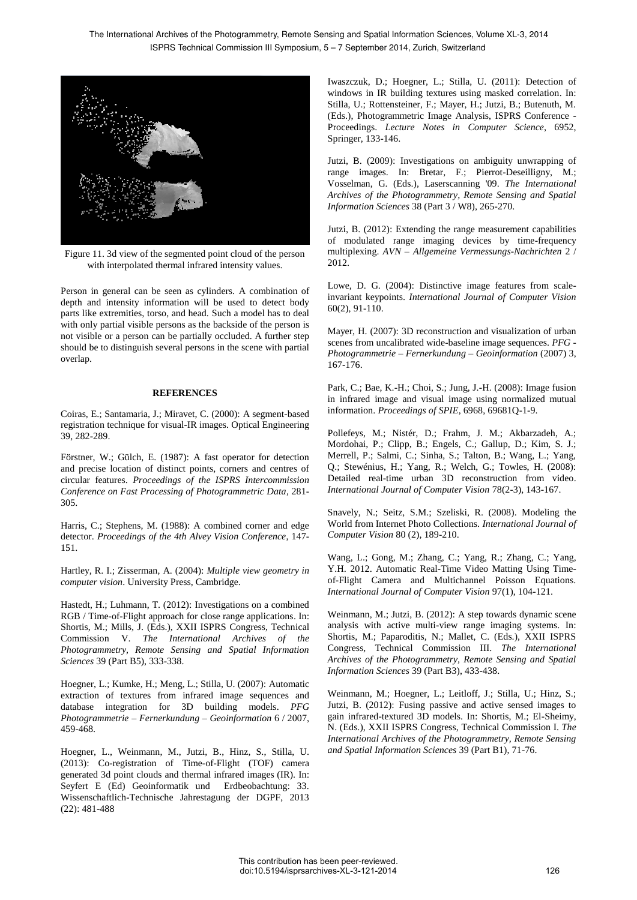Figure 11. 3d view of the segmented point cloud of the person with interpolated thermal infrared intensity values.

Person in general can be seen as cylinders. A combination of depth and intensity information will be used to detect body parts like extremities, torso, and head. Such a model has to deal with only partial visible persons as the backside of the person is not visible or a person can be partially occluded. A further step should be to distinguish several persons in the scene with partial overlap.

## REFERENCES

Coiras, E.; Santamaria, J.; Miravet, C. (2000): A segment-based registration technique for visual-IR images. Optical Engineering 39, 282-289.

Förstner, W.; Gülch, E. (1987): A fast operator for detection and precise location of distinct points, corners and centres of circular features. *Proceedings of the ISPRS Intercommission Conference on Fast Processing of Photogrammetric Data*, 281-305.

Harris, C.; Stephens, M. (1988): A combined corner and edge detector. *Proceedings of the 4th Alvey Vision Conference*, 147-151.

Hartley, R. I.; Zisserman, A. (2004): *Multiple view geometry in computer vision*. University Press, Cambridge.

Hastedt, H.; Luhmann, T. (2012): Investigations on a combined RGB / Time-of-Flight approach for close range applications. In: Shortis, M.; Mills, J. (Eds.), XXII ISPRS Congress, Technical Commission V. *The International Archives of the Photogrammetry, Remote Sensing and Spatial Information Sciences* 39 (Part B5), 333-338.

Hoegner, L.; Kumke, H.; Meng, L.; Stilla, U. (2007): Automatic extraction of textures from infrared image sequences and database integration for 3D building models. *PFG Photogrammetrie – Fernerkundung – Geoinformation* 6 / 2007, 459-468.

Hoegner, L., Weinmann, M., Jutzi, B., Hinz, S., Stilla, U. (2013): Co-registration of Time-of-Flight (TOF) camera generated 3d point clouds and thermal infrared images (IR). In: Seyfert E (Ed) Geoinformatik und Erdbeobachtung: 33. Wissenschaftlich-Technische Jahrestagung der DGPF, 2013 (22): 481-488

Iwaszczuk, D.; Hoegner, L.; Stilla, U. (2011): Detection of windows in IR building textures using masked correlation. In: Stilla, U.; Rottensteiner, F.; Mayer, H.; Jutzi, B.; Butenuth, M. (Eds.), Photogrammetric Image Analysis, ISPRS Conference - Proceedings. *Lecture Notes in Computer Science*, 6952, Springer, 133-146.

Jutzi, B. (2009): Investigations on ambiguity unwrapping of range images. In: Bretar, F.; Pierrot-Deseilligny, M.; Vosselman, G. (Eds.), Laserscanning '09. *The International Archives of the Photogrammetry, Remote Sensing and Spatial Information Sciences* 38 (Part 3 / W8), 265-270.

Jutzi, B. (2012): Extending the range measurement capabilities of modulated range imaging devices by time-frequency multiplexing. *AVN – Allgemeine Vermessungs-Nachrichten* 2 / 2012.

Lowe, D. G. (2004): Distinctive image features from scale-invariant keypoints. *International Journal of Computer Vision* 60(2), 91-110.

Mayer, H. (2007): 3D reconstruction and visualization of urban scenes from uncalibrated wide-baseline image sequences. *PFG - Photogrammetrie – Fernerkundung – Geoinformation* (2007) 3, 167-176.

Park, C.; Bae, K.-H.; Choi, S.; Jung, J.-H. (2008): Image fusion in infrared image and visual image using normalized mutual information. *Proceedings of SPIE*, 6968, 69681Q-1-9.

Pollefeys, M.; Nistér, D.; Frahm, J. M.; Akbarzadeh, A.; Mordohai, P.; Clipp, B.; Engels, C.; Gallup, D.; Kim, S. J.; Merrell, P.; Salmi, C.; Sinha, S.; Talton, B.; Wang, L.; Yang, Q.; Stewénius, H.; Yang, R.; Welch, G.; Towles, H. (2008): Detailed real-time urban 3D reconstruction from video. *International Journal of Computer Vision* 78(2-3), 143-167.

Snavely, N.; Seitz, S.M.; Szeliski, R. (2008). Modeling the World from Internet Photo Collections. *International Journal of Computer Vision* 80 (2), 189-210.

Wang, L.; Gong, M.; Zhang, C.; Yang, R.; Zhang, C.; Yang, Y.H. 2012. Automatic Real-Time Video Matting Using Time-of-Flight Camera and Multichannel Poisson Equations. *International Journal of Computer Vision* 97(1), 104-121.

Weinmann, M.; Jutzi, B. (2012): A step towards dynamic scene analysis with active multi-view range imaging systems. In: Shortis, M.; Paparoditis, N.; Mallet, C. (Eds.), XXII ISPRS Congress, Technical Commission III. *The International Archives of the Photogrammetry, Remote Sensing and Spatial Information Sciences* 39 (Part B3), 433-438.

Weinmann, M.; Hoegner, L.; Leitloff, J.; Stilla, U.; Hinz, S.; Jutzi, B. (2012): Fusing passive and active sensed images to gain infrared-textured 3D models. In: Shortis, M.; El-Sheimy, N. (Eds.), XXII ISPRS Congress, Technical Commission I. *The International Archives of the Photogrammetry, Remote Sensing and Spatial Information Sciences* 39 (Part B1), 71-76.